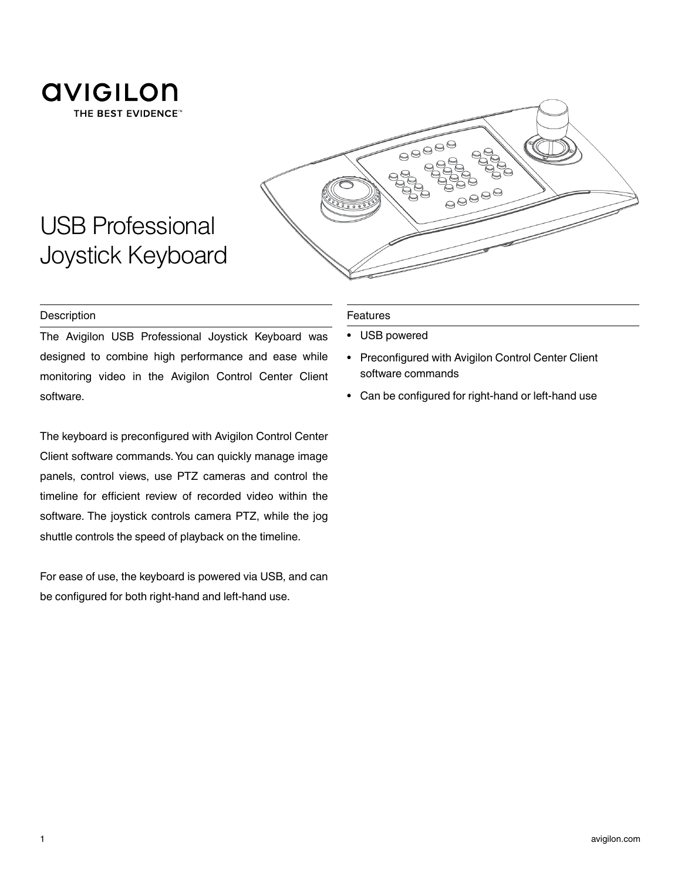avigilon

THE BEST EVIDENCE™

# USB Professional Joystick Keyboard

## Description

The Avigilon USB Professional Joystick Keyboard was designed to combine high performance and ease while monitoring video in the Avigilon Control Center Client software.

The keyboard is preconfigured with Avigilon Control Center Client software commands. You can quickly manage image panels, control views, use PTZ cameras and control the timeline for efficient review of recorded video within the software. The joystick controls camera PTZ, while the jog shuttle controls the speed of playback on the timeline.

For ease of use, the keyboard is powered via USB, and can be configured for both right-hand and left-hand use.

## Features

- USB powered
- Preconfigured with Avigilon Control Center Client software commands
- Can be configured for right-hand or left-hand use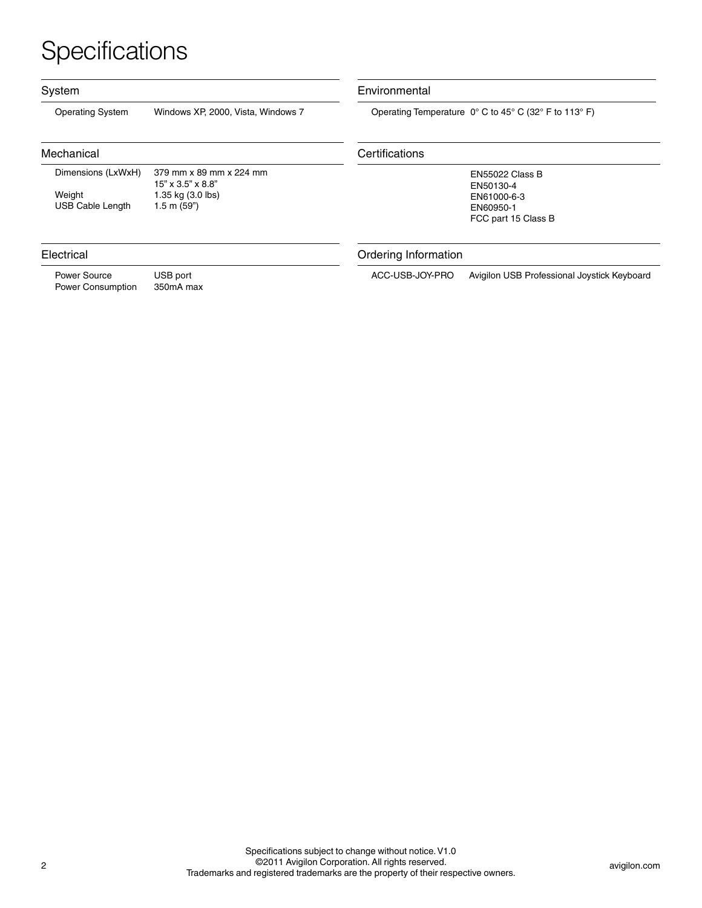# Specifications

## System

| | |
|---|---|
| Operating System | Windows XP, 2000, Vista, Windows 7 |

## Mechanical

| | |
|---|---|
| Dimensions (LxWxH) | 379 mm x 89 mm x 224 mm<br>15" x 3.5" x 8.8" |
| Weight | 1.35 kg (3.0 lbs) |
| USB Cable Length | 1.5 m (59") |

## Electrical

| | |
|---|---|
| Power Source | USB port |
| Power Consumption | 350mA max |

## Environmental

| | |
|---|---|
| Operating Temperature | 0° C to 45° C (32° F to 113° F) |

## Certifications

EN55022 Class B
EN50130-4
EN61000-6-3
EN60950-1
FCC part 15 Class B

## Ordering Information

| | |
|---|---|
| ACC-USB-JOY-PRO | Avigilon USB Professional Joystick Keyboard |

Specifications subject to change without notice. V1.0
©2011 Avigilon Corporation. All rights reserved.
Trademarks and registered trademarks are the property of their respective owners.

avigilon.com